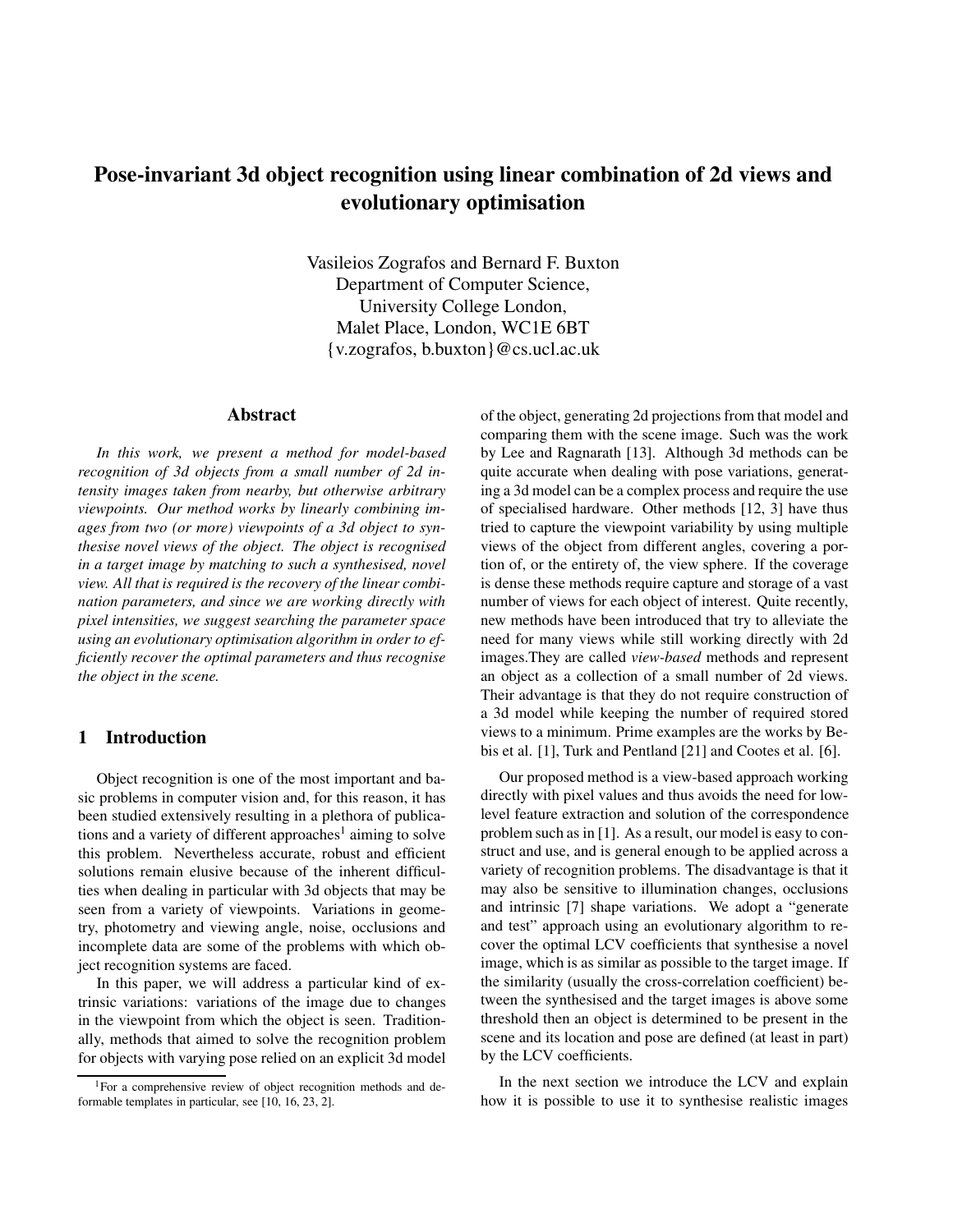# Pose-invariant 3d object recognition using linear combination of 2d views and evolutionary optimisation

Vasileios Zografos and Bernard F. Buxton
Department of Computer Science,
University College London,
Malet Place, London, WC1E 6BT
{v.zografos, b.buxton}@cs.ucl.ac.uk

## Abstract

*In this work, we present a method for model-based recognition of 3d objects from a small number of 2d intensity images taken from nearby, but otherwise arbitrary viewpoints. Our method works by linearly combining images from two (or more) viewpoints of a 3d object to synthesise novel views of the object. The object is recognised in a target image by matching to such a synthesised, novel view. All that is required is the recovery of the linear combination parameters, and since we are working directly with pixel intensities, we suggest searching the parameter space using an evolutionary optimisation algorithm in order to efficiently recover the optimal parameters and thus recognise the object in the scene.*

## 1 Introduction

Object recognition is one of the most important and basic problems in computer vision and, for this reason, it has been studied extensively resulting in a plethora of publications and a variety of different approaches[1] aiming to solve this problem. Nevertheless accurate, robust and efficient solutions remain elusive because of the inherent difficulties when dealing in particular with 3d objects that may be seen from a variety of viewpoints. Variations in geometry, photometry and viewing angle, noise, occlusions and incomplete data are some of the problems with which object recognition systems are faced.

In this paper, we will address a particular kind of extrinsic variations: variations of the image due to changes in the viewpoint from which the object is seen. Traditionally, methods that aimed to solve the recognition problem for objects with varying pose relied on an explicit 3d model of the object, generating 2d projections from that model and comparing them with the scene image. Such was the work by Lee and Ragnarath [13]. Although 3d methods can be quite accurate when dealing with pose variations, generating a 3d model can be a complex process and require the use of specialised hardware. Other methods [12, 3] have thus tried to capture the viewpoint variability by using multiple views of the object from different angles, covering a portion of, or the entirety of, the view sphere. If the coverage is dense these methods require capture and storage of a vast number of views for each object of interest. Quite recently, new methods have been introduced that try to alleviate the need for many views while still working directly with 2d images.They are called *view-based* methods and represent an object as a collection of a small number of 2d views. Their advantage is that they do not require construction of a 3d model while keeping the number of required stored views to a minimum. Prime examples are the works by Bebis et al. [1], Turk and Pentland [21] and Cootes et al. [6].

Our proposed method is a view-based approach working directly with pixel values and thus avoids the need for low-level feature extraction and solution of the correspondence problem such as in [1]. As a result, our model is easy to construct and use, and is general enough to be applied across a variety of recognition problems. The disadvantage is that it may also be sensitive to illumination changes, occlusions and intrinsic [7] shape variations. We adopt a "generate and test" approach using an evolutionary algorithm to recover the optimal LCV coefficients that synthesise a novel image, which is as similar as possible to the target image. If the similarity (usually the cross-correlation coefficient) between the synthesised and the target images is above some threshold then an object is determined to be present in the scene and its location and pose are defined (at least in part) by the LCV coefficients.

In the next section we introduce the LCV and explain how it is possible to use it to synthesise realistic images

[1] For a comprehensive review of object recognition methods and deformable templates in particular, see [10, 16, 23, 2].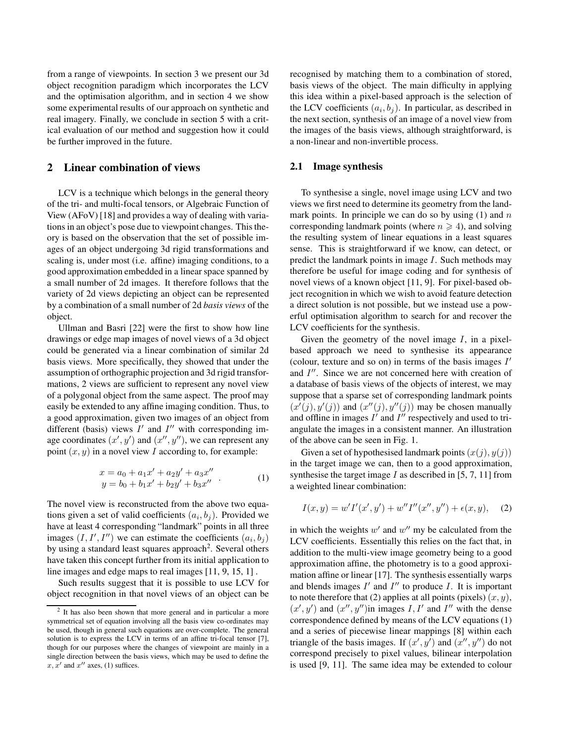from a range of viewpoints. In section 3 we present our 3d object recognition paradigm which incorporates the LCV and the optimisation algorithm, and in section 4 we show some experimental results of our approach on synthetic and real imagery. Finally, we conclude in section 5 with a critical evaluation of our method and suggestion how it could be further improved in the future.

## 2 Linear combination of views

LCV is a technique which belongs in the general theory of the tri- and multi-focal tensors, or Algebraic Function of View (AFoV) [18] and provides a way of dealing with variations in an object's pose due to viewpoint changes. This theory is based on the observation that the set of possible images of an object undergoing 3d rigid transformations and scaling is, under most (i.e. affine) imaging conditions, to a good approximation embedded in a linear space spanned by a small number of 2d images. It therefore follows that the variety of 2d views depicting an object can be represented by a combination of a small number of 2d *basis views* of the object.

Ullman and Basri [22] were the first to show how line drawings or edge map images of novel views of a 3d object could be generated via a linear combination of similar 2d basis views. More specifically, they showed that under the assumption of orthographic projection and 3d rigid transformations, 2 views are sufficient to represent any novel view of a polygonal object from the same aspect. The proof may easily be extended to any affine imaging condition. Thus, to a good approximation, given two images of an object from different (basis) views $I'$ and $I''$ with corresponding image coordinates $(x', y')$ and $(x'', y'')$, we can represent any point $(x, y)$ in a novel view $I$ according to, for example:

$$
\begin{aligned}
x &= a_0 + a_1 x' + a_2 y' + a_3 x'' \\
y &= b_0 + b_1 x' + b_2 y' + b_3 x''
\end{aligned} \quad . \tag{1}
$$

The novel view is reconstructed from the above two equations given a set of valid coefficients $(a_i, b_j)$. Provided we have at least 4 corresponding "landmark" points in all three images $(I, I', I'')$ we can estimate the coefficients $(a_i, b_j)$ by using a standard least squares approach[2]. Several others have taken this concept further from its initial application to line images and edge maps to real images [11, 9, 15, 1] .

Such results suggest that it is possible to use LCV for object recognition in that novel views of an object can be recognised by matching them to a combination of stored, basis views of the object. The main difficulty in applying this idea within a pixel-based approach is the selection of the LCV coefficients $(a_i, b_j)$. In particular, as described in the next section, synthesis of an image of a novel view from the images of the basis views, although straightforward, is a non-linear and non-invertible process.

### 2.1 Image synthesis

To synthesise a single, novel image using LCV and two views we first need to determine its geometry from the landmark points. In principle we can do so by using (1) and $n$ corresponding landmark points (where $n \geqslant 4$), and solving the resulting system of linear equations in a least squares sense. This is straightforward if we know, can detect, or predict the landmark points in image $I$. Such methods may therefore be useful for image coding and for synthesis of novel views of a known object [11, 9]. For pixel-based object recognition in which we wish to avoid feature detection a direct solution is not possible, but we instead use a powerful optimisation algorithm to search for and recover the LCV coefficients for the synthesis.

Given the geometry of the novel image $I$, in a pixel-based approach we need to synthesise its appearance (colour, texture and so on) in terms of the basis images $I'$ and $I''$. Since we are not concerned here with creation of a database of basis views of the objects of interest, we may suppose that a sparse set of corresponding landmark points $(x'(j), y'(j))$ and $(x''(j), y''(j))$ may be chosen manually and offline in images $I'$ and $I''$ respectively and used to triangulate the images in a consistent manner. An illustration of the above can be seen in Fig. 1.

Given a set of hypothesised landmark points $(x(j), y(j))$ in the target image we can, then to a good approximation, synthesise the target image $I$ as described in [5, 7, 11] from a weighted linear combination:

$$
I(x, y) = w' I'(x', y') + w'' I''(x'', y'') + \epsilon(x, y), \tag{2}
$$

in which the weights $w'$ and $w''$ my be calculated from the LCV coefficients. Essentially this relies on the fact that, in addition to the multi-view image geometry being to a good approximation affine, the photometry is to a good approximation affine or linear [17]. The synthesis essentially warps and blends images $I'$ and $I''$ to produce $I$. It is important to note therefore that (2) applies at all points (pixels) $(x, y)$, $(x', y')$ and $(x'', y'')$in images $I, I'$ and $I''$ with the dense correspondence defined by means of the LCV equations (1) and a series of piecewise linear mappings [8] within each triangle of the basis images. If $(x', y')$ and $(x'', y'')$ do not correspond precisely to pixel values, bilinear interpolation is used [9, 11]. The same idea may be extended to colour

[2] It has also been shown that more general and in particular a more symmetrical set of equation involving all the basis view co-ordinates may be used, though in general such equations are over-complete. The general solution is to express the LCV in terms of an affine tri-focal tensor [7], though for our purposes where the changes of viewpoint are mainly in a single direction between the basis views, which may be used to define the $x, x'$ and $x''$ axes, (1) suffices.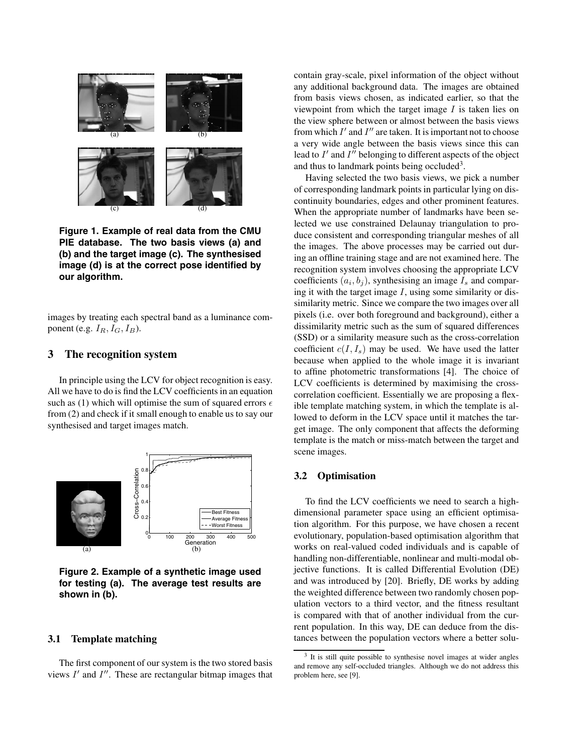Figure 1. Example of real data from the CMU PIE database. The two basis views (a) and (b) and the target image (c). The synthesised image (d) is at the correct pose identified by our algorithm.

images by treating each spectral band as a luminance component (e.g. $I_R, I_G, I_B$).

## 3 The recognition system

In principle using the LCV for object recognition is easy. All we have to do is find the LCV coefficients in an equation such as (1) which will optimise the sum of squared errors $\epsilon$ from (2) and check if it small enough to enable us to say our synthesised and target images match.

Figure 2. Example of a synthetic image used for testing (a). The average test results are shown in (b).

### 3.1 Template matching

The first component of our system is the two stored basis views $I'$ and $I''$. These are rectangular bitmap images that contain gray-scale, pixel information of the object without any additional background data. The images are obtained from basis views chosen, as indicated earlier, so that the viewpoint from which the target image $I$ is taken lies on the view sphere between or almost between the basis views from which $I'$ and $I''$ are taken. It is important not to choose a very wide angle between the basis views since this can lead to $I'$ and $I''$ belonging to different aspects of the object and thus to landmark points being occluded[3].

Having selected the two basis views, we pick a number of corresponding landmark points in particular lying on discontinuity boundaries, edges and other prominent features. When the appropriate number of landmarks have been selected we use constrained Delaunay triangulation to produce consistent and corresponding triangular meshes of all the images. The above processes may be carried out during an offline training stage and are not examined here. The recognition system involves choosing the appropriate LCV coefficients $(a_i, b_j)$, synthesising an image $I_s$ and comparing it with the target image $I$, using some similarity or dissimilarity metric. Since we compare the two images over all pixels (i.e. over both foreground and background), either a dissimilarity metric such as the sum of squared differences (SSD) or a similarity measure such as the cross-correlation coefficient $c(I, I_s)$ may be used. We have used the latter because when applied to the whole image it is invariant to affine photometric transformations [4]. The choice of LCV coefficients is determined by maximising the cross-correlation coefficient. Essentially we are proposing a flexible template matching system, in which the template is allowed to deform in the LCV space until it matches the target image. The only component that affects the deforming template is the match or miss-match between the target and scene images.

### 3.2 Optimisation

To find the LCV coefficients we need to search a high-dimensional parameter space using an efficient optimisation algorithm. For this purpose, we have chosen a recent evolutionary, population-based optimisation algorithm that works on real-valued coded individuals and is capable of handling non-differentiable, nonlinear and multi-modal objective functions. It is called Differential Evolution (DE) and was introduced by [20]. Briefly, DE works by adding the weighted difference between two randomly chosen population vectors to a third vector, and the fitness resultant is compared with that of another individual from the current population. In this way, DE can deduce from the distances between the population vectors where a better solu-

[3] It is still quite possible to synthesise novel images at wider angles and remove any self-occluded triangles. Although we do not address this problem here, see [9].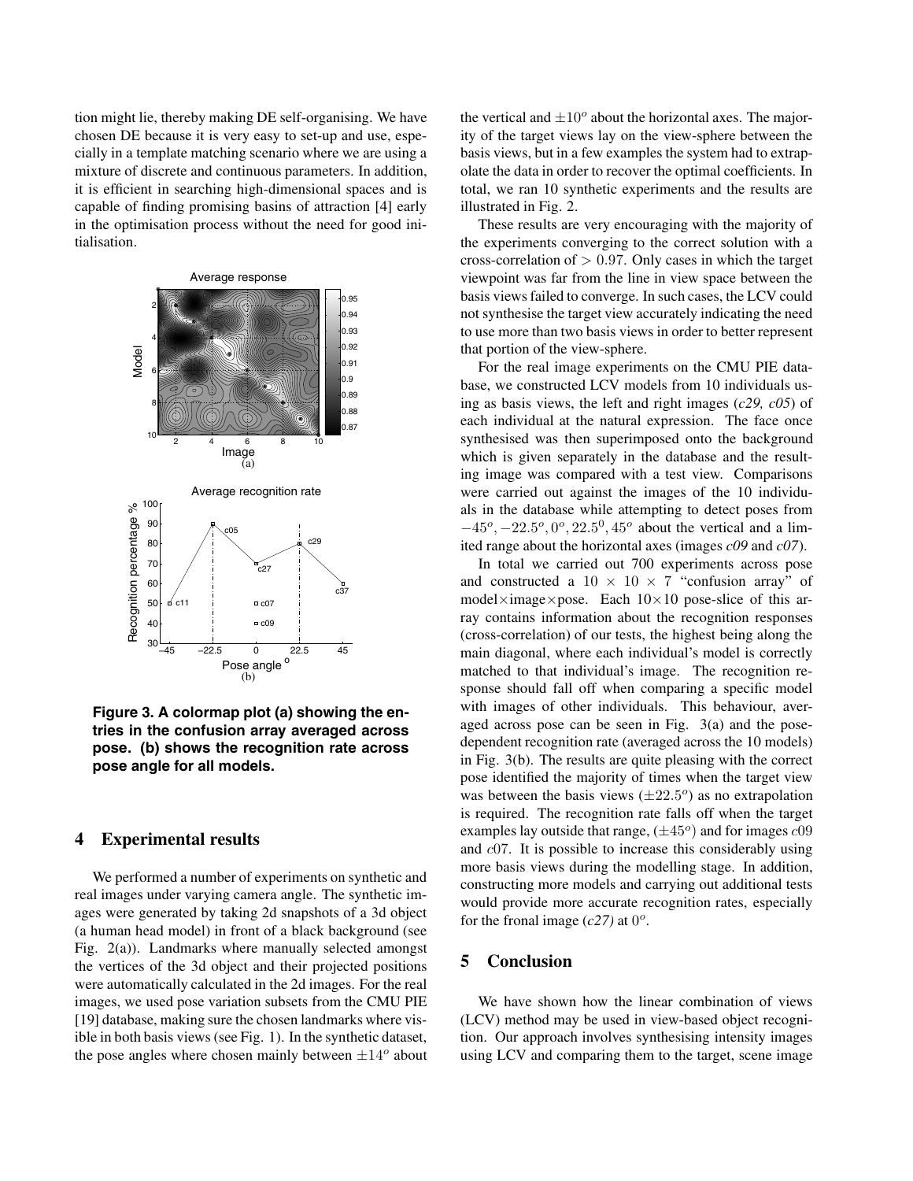tion might lie, thereby making DE self-organising. We have chosen DE because it is very easy to set-up and use, especially in a template matching scenario where we are using a mixture of discrete and continuous parameters. In addition, it is efficient in searching high-dimensional spaces and is capable of finding promising basins of attraction [4] early in the optimisation process without the need for good initialisation.

**Figure 3. A colormap plot (a) showing the entries in the confusion array averaged across pose. (b) shows the recognition rate across pose angle for all models.**

## 4 Experimental results

We performed a number of experiments on synthetic and real images under varying camera angle. The synthetic images were generated by taking 2d snapshots of a 3d object (a human head model) in front of a black background (see Fig. 2(a)). Landmarks where manually selected amongst the vertices of the 3d object and their projected positions were automatically calculated in the 2d images. For the real images, we used pose variation subsets from the CMU PIE [19] database, making sure the chosen landmarks where visible in both basis views (see Fig. 1). In the synthetic dataset, the pose angles where chosen mainly between $\pm 14^o$ about the vertical and $\pm 10^o$ about the horizontal axes. The majority of the target views lay on the view-sphere between the basis views, but in a few examples the system had to extrapolate the data in order to recover the optimal coefficients. In total, we ran 10 synthetic experiments and the results are illustrated in Fig. 2.

These results are very encouraging with the majority of the experiments converging to the correct solution with a cross-correlation of $> 0.97$. Only cases in which the target viewpoint was far from the line in view space between the basis views failed to converge. In such cases, the LCV could not synthesise the target view accurately indicating the need to use more than two basis views in order to better represent that portion of the view-sphere.

For the real image experiments on the CMU PIE database, we constructed LCV models from 10 individuals using as basis views, the left and right images (*c29, c05*) of each individual at the natural expression. The face once synthesised was then superimposed onto the background which is given separately in the database and the resulting image was compared with a test view. Comparisons were carried out against the images of the 10 individuals in the database while attempting to detect poses from $-45^o, -22.5^o, 0^o, 22.5^0, 45^o$ about the vertical and a limited range about the horizontal axes (images *c09* and *c07*).

In total we carried out 700 experiments across pose and constructed a $10 \times 10 \times 7$ "confusion array" of model$\times$image$\times$pose. Each $10\times10$ pose-slice of this array contains information about the recognition responses (cross-correlation) of our tests, the highest being along the main diagonal, where each individual's model is correctly matched to that individual's image. The recognition response should fall off when comparing a specific model with images of other individuals. This behaviour, averaged across pose can be seen in Fig. 3(a) and the pose-dependent recognition rate (averaged across the 10 models) in Fig. 3(b). The results are quite pleasing with the correct pose identified the majority of times when the target view was between the basis views ($\pm 22.5^o$) as no extrapolation is required. The recognition rate falls off when the target examples lay outside that range, ($\pm 45^o$) and for images $c09$ and $c07$. It is possible to increase this considerably using more basis views during the modelling stage. In addition, constructing more models and carrying out additional tests would provide more accurate recognition rates, especially for the fronal image (*c27)* at $0^o$.

## 5 Conclusion

We have shown how the linear combination of views (LCV) method may be used in view-based object recognition. Our approach involves synthesising intensity images using LCV and comparing them to the target, scene image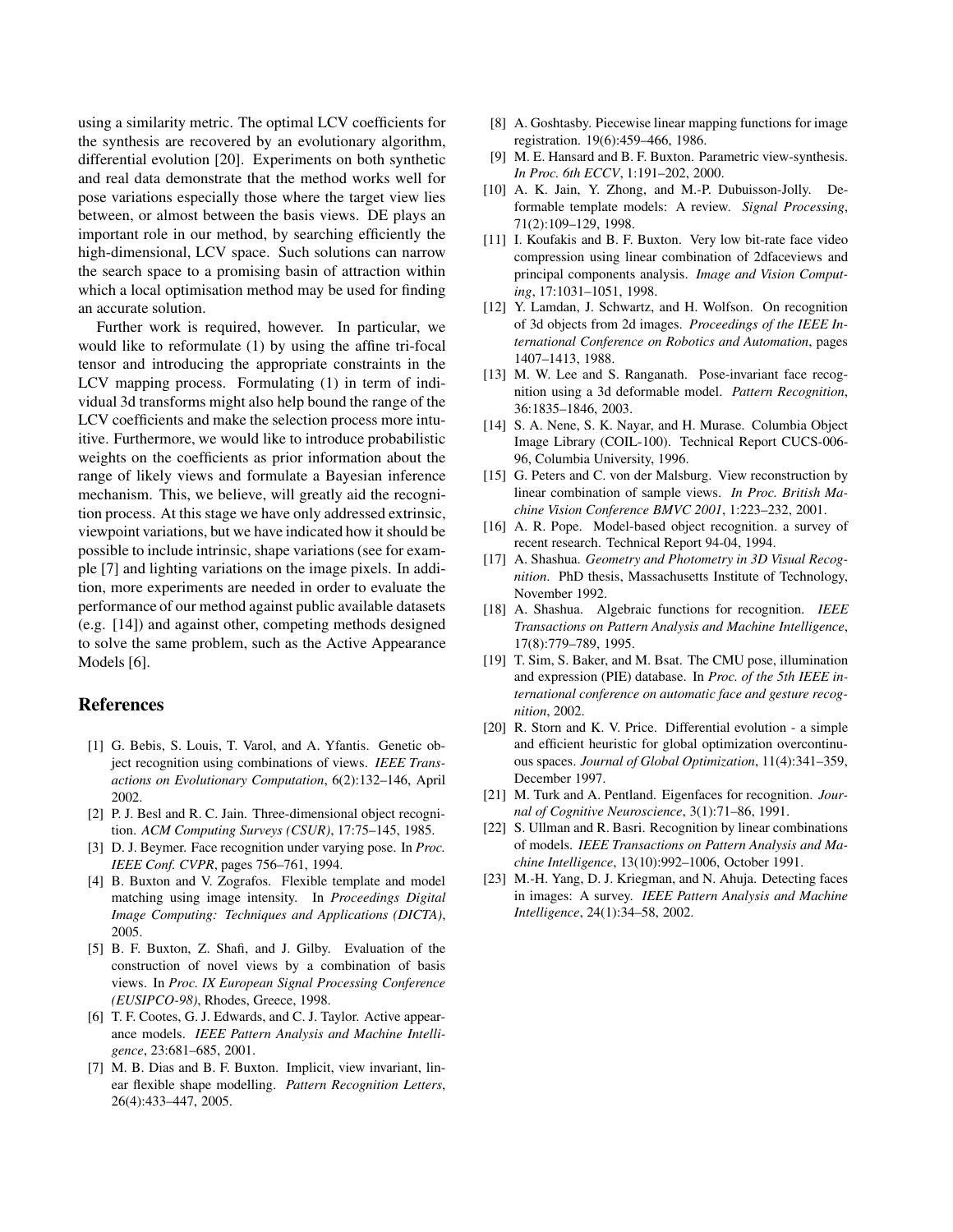using a similarity metric. The optimal LCV coefficients for the synthesis are recovered by an evolutionary algorithm, differential evolution [20]. Experiments on both synthetic and real data demonstrate that the method works well for pose variations especially those where the target view lies between, or almost between the basis views. DE plays an important role in our method, by searching efficiently the high-dimensional, LCV space. Such solutions can narrow the search space to a promising basin of attraction within which a local optimisation method may be used for finding an accurate solution.

Further work is required, however. In particular, we would like to reformulate (1) by using the affine tri-focal tensor and introducing the appropriate constraints in the LCV mapping process. Formulating (1) in term of individual 3d transforms might also help bound the range of the LCV coefficients and make the selection process more intuitive. Furthermore, we would like to introduce probabilistic weights on the coefficients as prior information about the range of likely views and formulate a Bayesian inference mechanism. This, we believe, will greatly aid the recognition process. At this stage we have only addressed extrinsic, viewpoint variations, but we have indicated how it should be possible to include intrinsic, shape variations (see for example [7] and lighting variations on the image pixels. In addition, more experiments are needed in order to evaluate the performance of our method against public available datasets (e.g. [14]) and against other, competing methods designed to solve the same problem, such as the Active Appearance Models [6].

## References

[1] G. Bebis, S. Louis, T. Varol, and A. Yfantis. Genetic object recognition using combinations of views. *IEEE Transactions on Evolutionary Computation*, 6(2):132–146, April 2002.

[2] P. J. Besl and R. C. Jain. Three-dimensional object recognition. *ACM Computing Surveys (CSUR)*, 17:75–145, 1985.

[3] D. J. Beymer. Face recognition under varying pose. In *Proc. IEEE Conf. CVPR*, pages 756–761, 1994.

[4] B. Buxton and V. Zografos. Flexible template and model matching using image intensity. In *Proceedings Digital Image Computing: Techniques and Applications (DICTA)*, 2005.

[5] B. F. Buxton, Z. Shafi, and J. Gilby. Evaluation of the construction of novel views by a combination of basis views. In *Proc. IX European Signal Processing Conference (EUSIPCO-98)*, Rhodes, Greece, 1998.

[6] T. F. Cootes, G. J. Edwards, and C. J. Taylor. Active appearance models. *IEEE Pattern Analysis and Machine Intelligence*, 23:681–685, 2001.

[7] M. B. Dias and B. F. Buxton. Implicit, view invariant, linear flexible shape modelling. *Pattern Recognition Letters*, 26(4):433–447, 2005.

[8] A. Goshtasby. Piecewise linear mapping functions for image registration. 19(6):459–466, 1986.

[9] M. E. Hansard and B. F. Buxton. Parametric view-synthesis. *In Proc. 6th ECCV*, 1:191–202, 2000.

[10] A. K. Jain, Y. Zhong, and M.-P. Dubuisson-Jolly. Deformable template models: A review. *Signal Processing*, 71(2):109–129, 1998.

[11] I. Koufakis and B. F. Buxton. Very low bit-rate face video compression using linear combination of 2dfaceviews and principal components analysis. *Image and Vision Computing*, 17:1031–1051, 1998.

[12] Y. Lamdan, J. Schwartz, and H. Wolfson. On recognition of 3d objects from 2d images. *Proceedings of the IEEE International Conference on Robotics and Automation*, pages 1407–1413, 1988.

[13] M. W. Lee and S. Ranganath. Pose-invariant face recognition using a 3d deformable model. *Pattern Recognition*, 36:1835–1846, 2003.

[14] S. A. Nene, S. K. Nayar, and H. Murase. Columbia Object Image Library (COIL-100). Technical Report CUCS-006-96, Columbia University, 1996.

[15] G. Peters and C. von der Malsburg. View reconstruction by linear combination of sample views. *In Proc. British Machine Vision Conference BMVC 2001*, 1:223–232, 2001.

[16] A. R. Pope. Model-based object recognition. a survey of recent research. Technical Report 94-04, 1994.

[17] A. Shashua. *Geometry and Photometry in 3D Visual Recognition*. PhD thesis, Massachusetts Institute of Technology, November 1992.

[18] A. Shashua. Algebraic functions for recognition. *IEEE Transactions on Pattern Analysis and Machine Intelligence*, 17(8):779–789, 1995.

[19] T. Sim, S. Baker, and M. Bsat. The CMU pose, illumination and expression (PIE) database. In *Proc. of the 5th IEEE international conference on automatic face and gesture recognition*, 2002.

[20] R. Storn and K. V. Price. Differential evolution - a simple and efficient heuristic for global optimization overcontinuous spaces. *Journal of Global Optimization*, 11(4):341–359, December 1997.

[21] M. Turk and A. Pentland. Eigenfaces for recognition. *Journal of Cognitive Neuroscience*, 3(1):71–86, 1991.

[22] S. Ullman and R. Basri. Recognition by linear combinations of models. *IEEE Transactions on Pattern Analysis and Machine Intelligence*, 13(10):992–1006, October 1991.

[23] M.-H. Yang, D. J. Kriegman, and N. Ahuja. Detecting faces in images: A survey. *IEEE Pattern Analysis and Machine Intelligence*, 24(1):34–58, 2002.